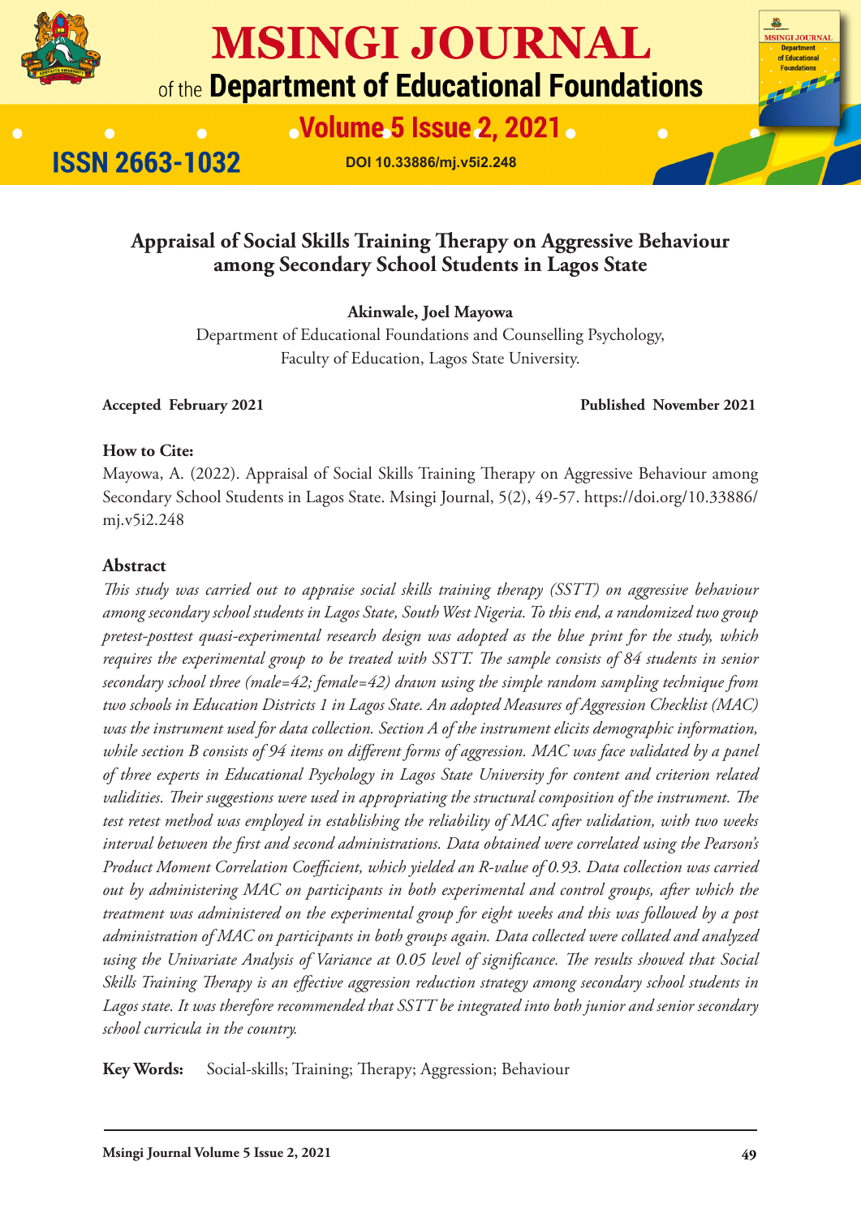# Appraisal of Social Skills Training Therapy on Aggressive Behaviour among Secondary School Students in Lagos State

**Akinwale, Joel Mayowa**

Department of Educational Foundations and Counselling Psychology,
Faculty of Education, Lagos State University.

**Accepted February 2021** **Published November 2021**

**How to Cite:**

Mayowa, A. (2022). Appraisal of Social Skills Training Therapy on Aggressive Behaviour among Secondary School Students in Lagos State. Msingi Journal, 5(2), 49-57. https://doi.org/10.33886/mj.v5i2.248

## Abstract

*This study was carried out to appraise social skills training therapy (SSTT) on aggressive behaviour among secondary school students in Lagos State, South West Nigeria. To this end, a randomized two group pretest-posttest quasi-experimental research design was adopted as the blue print for the study, which requires the experimental group to be treated with SSTT. The sample consists of 84 students in senior secondary school three (male=42; female=42) drawn using the simple random sampling technique from two schools in Education Districts 1 in Lagos State. An adopted Measures of Aggression Checklist (MAC) was the instrument used for data collection. Section A of the instrument elicits demographic information, while section B consists of 94 items on different forms of aggression. MAC was face validated by a panel of three experts in Educational Psychology in Lagos State University for content and criterion related validities. Their suggestions were used in appropriating the structural composition of the instrument. The test retest method was employed in establishing the reliability of MAC after validation, with two weeks interval between the first and second administrations. Data obtained were correlated using the Pearson's Product Moment Correlation Coefficient, which yielded an R-value of 0.93. Data collection was carried out by administering MAC on participants in both experimental and control groups, after which the treatment was administered on the experimental group for eight weeks and this was followed by a post administration of MAC on participants in both groups again. Data collected were collated and analyzed using the Univariate Analysis of Variance at 0.05 level of significance. The results showed that Social Skills Training Therapy is an effective aggression reduction strategy among secondary school students in Lagos state. It was therefore recommended that SSTT be integrated into both junior and senior secondary school curricula in the country.*

**Key Words:** Social-skills; Training; Therapy; Aggression; Behaviour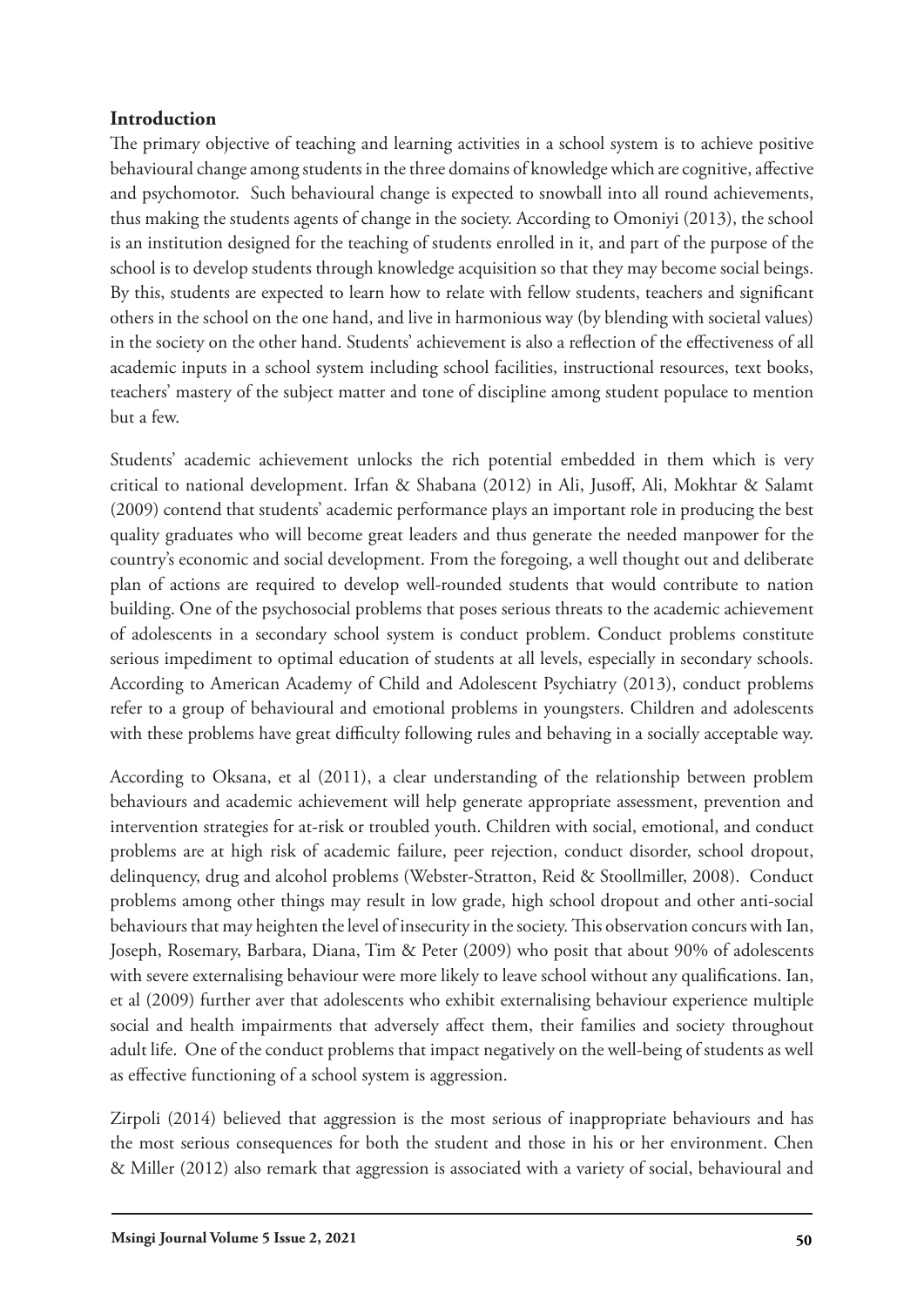## Introduction

The primary objective of teaching and learning activities in a school system is to achieve positive behavioural change among students in the three domains of knowledge which are cognitive, affective and psychomotor. Such behavioural change is expected to snowball into all round achievements, thus making the students agents of change in the society. According to Omoniyi (2013), the school is an institution designed for the teaching of students enrolled in it, and part of the purpose of the school is to develop students through knowledge acquisition so that they may become social beings. By this, students are expected to learn how to relate with fellow students, teachers and significant others in the school on the one hand, and live in harmonious way (by blending with societal values) in the society on the other hand. Students' achievement is also a reflection of the effectiveness of all academic inputs in a school system including school facilities, instructional resources, text books, teachers' mastery of the subject matter and tone of discipline among student populace to mention but a few.

Students' academic achievement unlocks the rich potential embedded in them which is very critical to national development. Irfan & Shabana (2012) in Ali, Jusoff, Ali, Mokhtar & Salamt (2009) contend that students' academic performance plays an important role in producing the best quality graduates who will become great leaders and thus generate the needed manpower for the country's economic and social development. From the foregoing, a well thought out and deliberate plan of actions are required to develop well-rounded students that would contribute to nation building. One of the psychosocial problems that poses serious threats to the academic achievement of adolescents in a secondary school system is conduct problem. Conduct problems constitute serious impediment to optimal education of students at all levels, especially in secondary schools. According to American Academy of Child and Adolescent Psychiatry (2013), conduct problems refer to a group of behavioural and emotional problems in youngsters. Children and adolescents with these problems have great difficulty following rules and behaving in a socially acceptable way.

According to Oksana, et al (2011), a clear understanding of the relationship between problem behaviours and academic achievement will help generate appropriate assessment, prevention and intervention strategies for at-risk or troubled youth. Children with social, emotional, and conduct problems are at high risk of academic failure, peer rejection, conduct disorder, school dropout, delinquency, drug and alcohol problems (Webster-Stratton, Reid & Stoollmiller, 2008). Conduct problems among other things may result in low grade, high school dropout and other anti-social behaviours that may heighten the level of insecurity in the society. This observation concurs with Ian, Joseph, Rosemary, Barbara, Diana, Tim & Peter (2009) who posit that about 90% of adolescents with severe externalising behaviour were more likely to leave school without any qualifications. Ian, et al (2009) further aver that adolescents who exhibit externalising behaviour experience multiple social and health impairments that adversely affect them, their families and society throughout adult life. One of the conduct problems that impact negatively on the well-being of students as well as effective functioning of a school system is aggression.

Zirpoli (2014) believed that aggression is the most serious of inappropriate behaviours and has the most serious consequences for both the student and those in his or her environment. Chen & Miller (2012) also remark that aggression is associated with a variety of social, behavioural and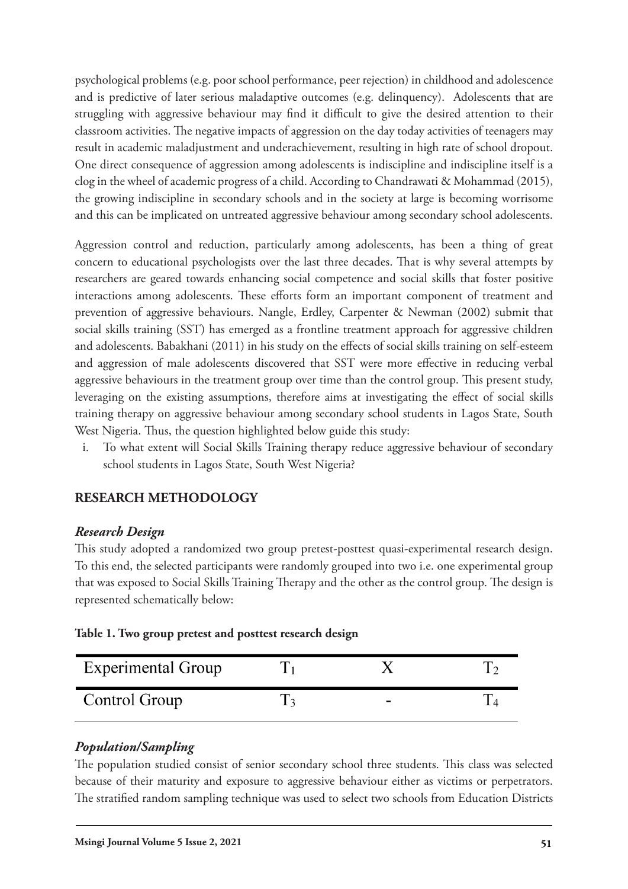psychological problems (e.g. poor school performance, peer rejection) in childhood and adolescence and is predictive of later serious maladaptive outcomes (e.g. delinquency). Adolescents that are struggling with aggressive behaviour may find it difficult to give the desired attention to their classroom activities. The negative impacts of aggression on the day today activities of teenagers may result in academic maladjustment and underachievement, resulting in high rate of school dropout. One direct consequence of aggression among adolescents is indiscipline and indiscipline itself is a clog in the wheel of academic progress of a child. According to Chandrawati & Mohammad (2015), the growing indiscipline in secondary schools and in the society at large is becoming worrisome and this can be implicated on untreated aggressive behaviour among secondary school adolescents.

Aggression control and reduction, particularly among adolescents, has been a thing of great concern to educational psychologists over the last three decades. That is why several attempts by researchers are geared towards enhancing social competence and social skills that foster positive interactions among adolescents. These efforts form an important component of treatment and prevention of aggressive behaviours. Nangle, Erdley, Carpenter & Newman (2002) submit that social skills training (SST) has emerged as a frontline treatment approach for aggressive children and adolescents. Babakhani (2011) in his study on the effects of social skills training on self-esteem and aggression of male adolescents discovered that SST were more effective in reducing verbal aggressive behaviours in the treatment group over time than the control group. This present study, leveraging on the existing assumptions, therefore aims at investigating the effect of social skills training therapy on aggressive behaviour among secondary school students in Lagos State, South West Nigeria. Thus, the question highlighted below guide this study:

i. To what extent will Social Skills Training therapy reduce aggressive behaviour of secondary school students in Lagos State, South West Nigeria?

## RESEARCH METHODOLOGY

### *Research Design*

This study adopted a randomized two group pretest-posttest quasi-experimental research design. To this end, the selected participants were randomly grouped into two i.e. one experimental group that was exposed to Social Skills Training Therapy and the other as the control group. The design is represented schematically below:

**Table 1. Two group pretest and posttest research design**

| | | | |
|---|---|---|---|
| Experimental Group | $T_1$ | X | $T_2$ |
| Control Group | $T_3$ | - | $T_4$ |

### *Population/Sampling*

The population studied consist of senior secondary school three students. This class was selected because of their maturity and exposure to aggressive behaviour either as victims or perpetrators. The stratified random sampling technique was used to select two schools from Education Districts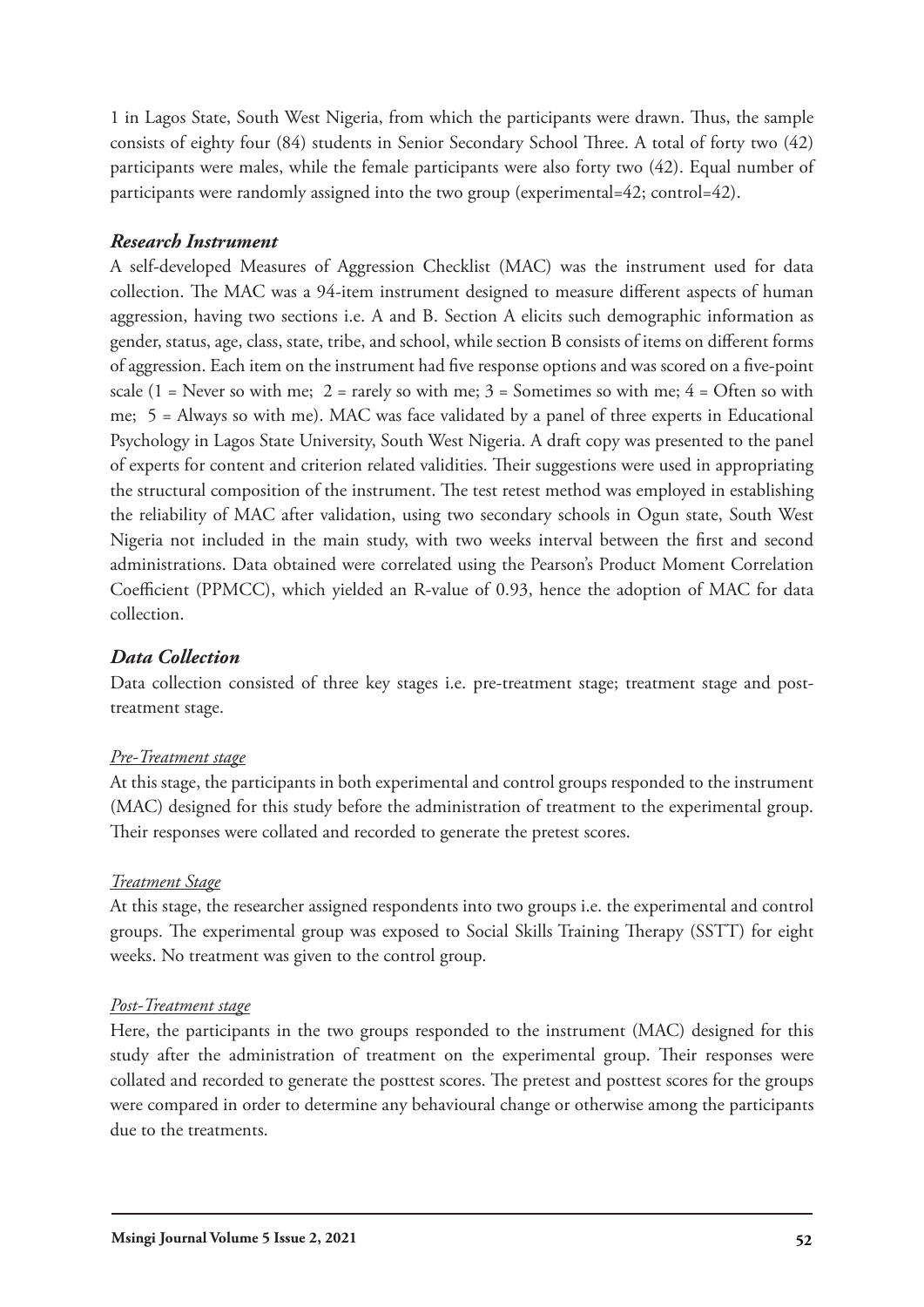1 in Lagos State, South West Nigeria, from which the participants were drawn. Thus, the sample consists of eighty four (84) students in Senior Secondary School Three. A total of forty two (42) participants were males, while the female participants were also forty two (42). Equal number of participants were randomly assigned into the two group (experimental=42; control=42).

### *Research Instrument*

A self-developed Measures of Aggression Checklist (MAC) was the instrument used for data collection. The MAC was a 94-item instrument designed to measure different aspects of human aggression, having two sections i.e. A and B. Section A elicits such demographic information as gender, status, age, class, state, tribe, and school, while section B consists of items on different forms of aggression. Each item on the instrument had five response options and was scored on a five-point scale (1 = Never so with me; 2 = rarely so with me; 3 = Sometimes so with me; 4 = Often so with me; 5 = Always so with me). MAC was face validated by a panel of three experts in Educational Psychology in Lagos State University, South West Nigeria. A draft copy was presented to the panel of experts for content and criterion related validities. Their suggestions were used in appropriating the structural composition of the instrument. The test retest method was employed in establishing the reliability of MAC after validation, using two secondary schools in Ogun state, South West Nigeria not included in the main study, with two weeks interval between the first and second administrations. Data obtained were correlated using the Pearson's Product Moment Correlation Coefficient (PPMCC), which yielded an R-value of 0.93, hence the adoption of MAC for data collection.

### *Data Collection*

Data collection consisted of three key stages i.e. pre-treatment stage; treatment stage and post-treatment stage.

*Pre-Treatment stage*

At this stage, the participants in both experimental and control groups responded to the instrument (MAC) designed for this study before the administration of treatment to the experimental group. Their responses were collated and recorded to generate the pretest scores.

*Treatment Stage*

At this stage, the researcher assigned respondents into two groups i.e. the experimental and control groups. The experimental group was exposed to Social Skills Training Therapy (SSTT) for eight weeks. No treatment was given to the control group.

*Post-Treatment stage*

Here, the participants in the two groups responded to the instrument (MAC) designed for this study after the administration of treatment on the experimental group. Their responses were collated and recorded to generate the posttest scores. The pretest and posttest scores for the groups were compared in order to determine any behavioural change or otherwise among the participants due to the treatments.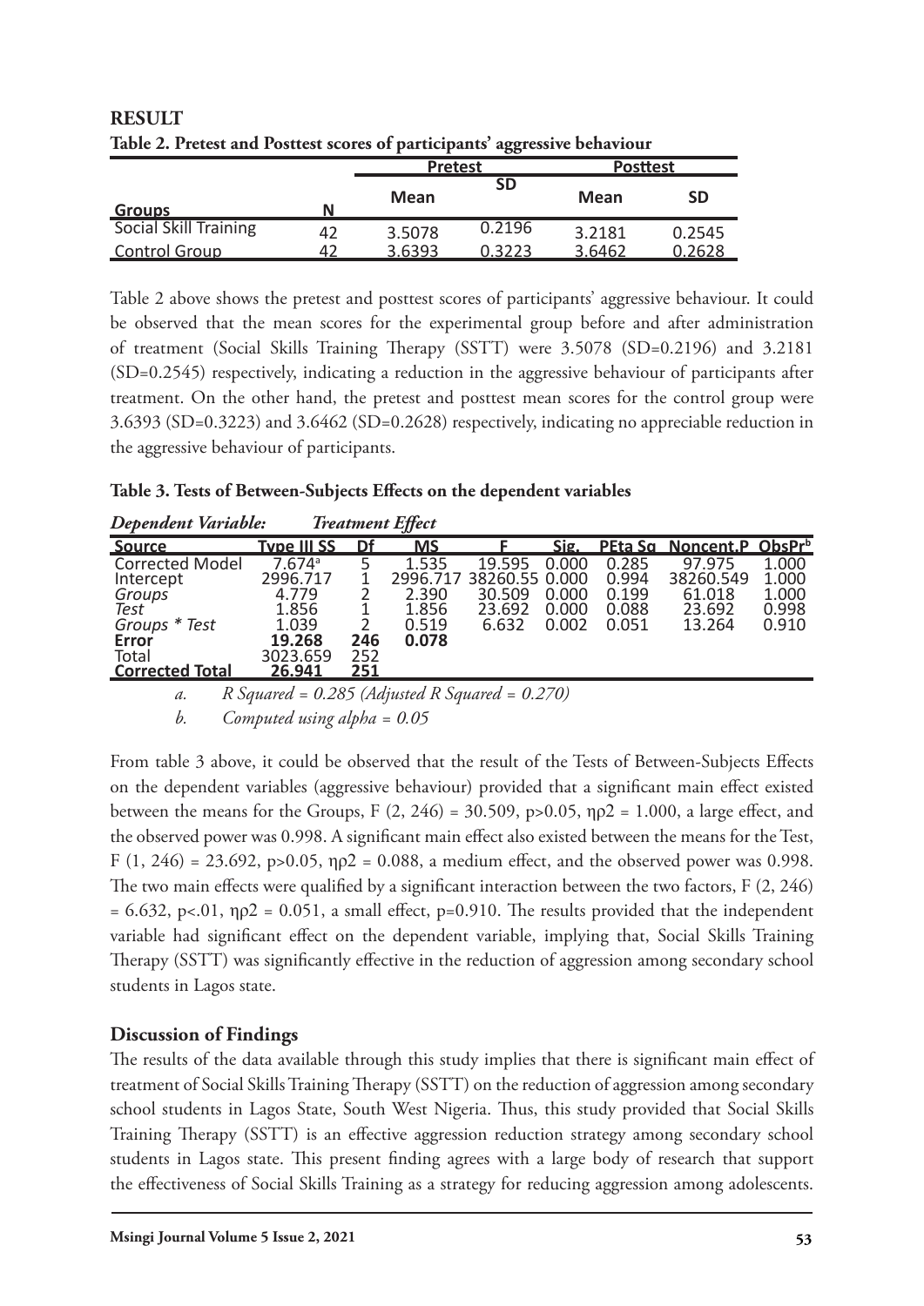## RESULT

**Table 2. Pretest and Posttest scores of participants' aggressive behaviour**

| Groups | N | Pretest | | Posttest | |
|---|---|---|---|---|---|
| | | Mean | SD | Mean | SD |
| Social Skill Training | 42 | 3.5078 | 0.2196 | 3.2181 | 0.2545 |
| Control Group | 42 | 3.6393 | 0.3223 | 3.6462 | 0.2628 |

Table 2 above shows the pretest and posttest scores of participants' aggressive behaviour. It could be observed that the mean scores for the experimental group before and after administration of treatment (Social Skills Training Therapy (SSTT) were 3.5078 (SD=0.2196) and 3.2181 (SD=0.2545) respectively, indicating a reduction in the aggressive behaviour of participants after treatment. On the other hand, the pretest and posttest mean scores for the control group were 3.6393 (SD=0.3223) and 3.6462 (SD=0.2628) respectively, indicating no appreciable reduction in the aggressive behaviour of participants.

**Table 3. Tests of Between-Subjects Effects on the dependent variables**

*Dependent Variable: Treatment Effect*

| Source | Type III SS | Df | MS | F | Sig. | PEta Sq | Noncent.P | ObsPr[b] |
|---|---|---|---|---|---|---|---|---|
| Corrected Model | 7.674[a] | 5 | 1.535 | 19.595 | 0.000 | 0.285 | 97.975 | 1.000 |
| Intercept | 2996.717 | 1 | 2996.717 | 38260.55 | 0.000 | 0.994 | 38260.549 | 1.000 |
| *Groups* | 4.779 | 2 | 2.390 | 30.509 | 0.000 | 0.199 | 61.018 | 1.000 |
| *Test* | 1.856 | 1 | 1.856 | 23.692 | 0.000 | 0.088 | 23.692 | 0.998 |
| *Groups * Test* | 1.039 | 2 | 0.519 | 6.632 | 0.002 | 0.051 | 13.264 | 0.910 |
| **Error** | **19.268** | **246** | **0.078** | | | | | |
| Total | 3023.659 | 252 | | | | | | |
| **Corrected Total** | **26.941** | **251** | | | | | | |

a. *R Squared = 0.285 (Adjusted R Squared = 0.270)*

b. *Computed using alpha = 0.05*

From table 3 above, it could be observed that the result of the Tests of Between-Subjects Effects on the dependent variables (aggressive behaviour) provided that a significant main effect existed between the means for the Groups, F (2, 246) = 30.509, p>0.05, ηρ2 = 1.000, a large effect, and the observed power was 0.998. A significant main effect also existed between the means for the Test, F (1, 246) = 23.692, p>0.05, ηρ2 = 0.088, a medium effect, and the observed power was 0.998. The two main effects were qualified by a significant interaction between the two factors, F (2, 246) = 6.632, p<.01, ηρ2 = 0.051, a small effect, p=0.910. The results provided that the independent variable had significant effect on the dependent variable, implying that, Social Skills Training Therapy (SSTT) was significantly effective in the reduction of aggression among secondary school students in Lagos state.

### Discussion of Findings

The results of the data available through this study implies that there is significant main effect of treatment of Social Skills Training Therapy (SSTT) on the reduction of aggression among secondary school students in Lagos State, South West Nigeria. Thus, this study provided that Social Skills Training Therapy (SSTT) is an effective aggression reduction strategy among secondary school students in Lagos state. This present finding agrees with a large body of research that support the effectiveness of Social Skills Training as a strategy for reducing aggression among adolescents.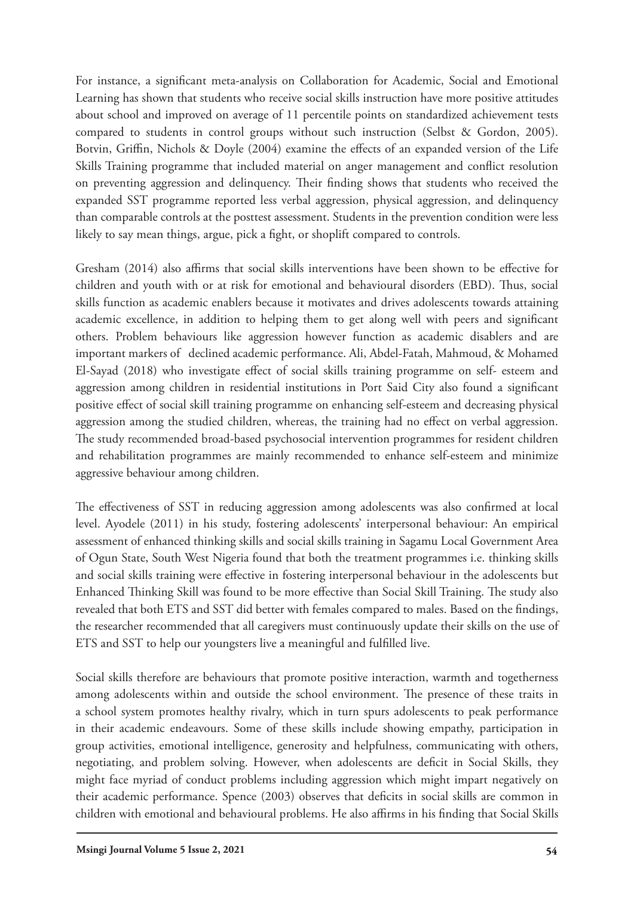For instance, a significant meta-analysis on Collaboration for Academic, Social and Emotional Learning has shown that students who receive social skills instruction have more positive attitudes about school and improved on average of 11 percentile points on standardized achievement tests compared to students in control groups without such instruction (Selbst & Gordon, 2005). Botvin, Griffin, Nichols & Doyle (2004) examine the effects of an expanded version of the Life Skills Training programme that included material on anger management and conflict resolution on preventing aggression and delinquency. Their finding shows that students who received the expanded SST programme reported less verbal aggression, physical aggression, and delinquency than comparable controls at the posttest assessment. Students in the prevention condition were less likely to say mean things, argue, pick a fight, or shoplift compared to controls.

Gresham (2014) also affirms that social skills interventions have been shown to be effective for children and youth with or at risk for emotional and behavioural disorders (EBD). Thus, social skills function as academic enablers because it motivates and drives adolescents towards attaining academic excellence, in addition to helping them to get along well with peers and significant others. Problem behaviours like aggression however function as academic disablers and are important markers of declined academic performance. Ali, Abdel-Fatah, Mahmoud, & Mohamed El-Sayad (2018) who investigate effect of social skills training programme on self- esteem and aggression among children in residential institutions in Port Said City also found a significant positive effect of social skill training programme on enhancing self-esteem and decreasing physical aggression among the studied children, whereas, the training had no effect on verbal aggression. The study recommended broad-based psychosocial intervention programmes for resident children and rehabilitation programmes are mainly recommended to enhance self-esteem and minimize aggressive behaviour among children.

The effectiveness of SST in reducing aggression among adolescents was also confirmed at local level. Ayodele (2011) in his study, fostering adolescents' interpersonal behaviour: An empirical assessment of enhanced thinking skills and social skills training in Sagamu Local Government Area of Ogun State, South West Nigeria found that both the treatment programmes i.e. thinking skills and social skills training were effective in fostering interpersonal behaviour in the adolescents but Enhanced Thinking Skill was found to be more effective than Social Skill Training. The study also revealed that both ETS and SST did better with females compared to males. Based on the findings, the researcher recommended that all caregivers must continuously update their skills on the use of ETS and SST to help our youngsters live a meaningful and fulfilled live.

Social skills therefore are behaviours that promote positive interaction, warmth and togetherness among adolescents within and outside the school environment. The presence of these traits in a school system promotes healthy rivalry, which in turn spurs adolescents to peak performance in their academic endeavours. Some of these skills include showing empathy, participation in group activities, emotional intelligence, generosity and helpfulness, communicating with others, negotiating, and problem solving. However, when adolescents are deficit in Social Skills, they might face myriad of conduct problems including aggression which might impart negatively on their academic performance. Spence (2003) observes that deficits in social skills are common in children with emotional and behavioural problems. He also affirms in his finding that Social Skills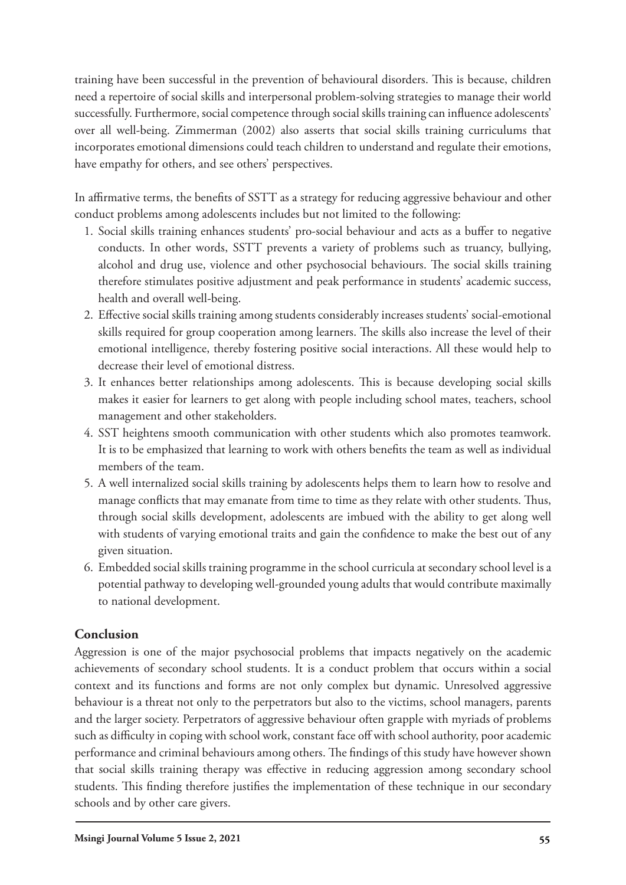training have been successful in the prevention of behavioural disorders. This is because, children need a repertoire of social skills and interpersonal problem-solving strategies to manage their world successfully. Furthermore, social competence through social skills training can influence adolescents' over all well-being. Zimmerman (2002) also asserts that social skills training curriculums that incorporates emotional dimensions could teach children to understand and regulate their emotions, have empathy for others, and see others' perspectives.

In affirmative terms, the benefits of SSTT as a strategy for reducing aggressive behaviour and other conduct problems among adolescents includes but not limited to the following:

1. Social skills training enhances students' pro-social behaviour and acts as a buffer to negative conducts. In other words, SSTT prevents a variety of problems such as truancy, bullying, alcohol and drug use, violence and other psychosocial behaviours. The social skills training therefore stimulates positive adjustment and peak performance in students' academic success, health and overall well-being.
2. Effective social skills training among students considerably increases students' social-emotional skills required for group cooperation among learners. The skills also increase the level of their emotional intelligence, thereby fostering positive social interactions. All these would help to decrease their level of emotional distress.
3. It enhances better relationships among adolescents. This is because developing social skills makes it easier for learners to get along with people including school mates, teachers, school management and other stakeholders.
4. SST heightens smooth communication with other students which also promotes teamwork. It is to be emphasized that learning to work with others benefits the team as well as individual members of the team.
5. A well internalized social skills training by adolescents helps them to learn how to resolve and manage conflicts that may emanate from time to time as they relate with other students. Thus, through social skills development, adolescents are imbued with the ability to get along well with students of varying emotional traits and gain the confidence to make the best out of any given situation.
6. Embedded social skills training programme in the school curricula at secondary school level is a potential pathway to developing well-grounded young adults that would contribute maximally to national development.

## Conclusion

Aggression is one of the major psychosocial problems that impacts negatively on the academic achievements of secondary school students. It is a conduct problem that occurs within a social context and its functions and forms are not only complex but dynamic. Unresolved aggressive behaviour is a threat not only to the perpetrators but also to the victims, school managers, parents and the larger society. Perpetrators of aggressive behaviour often grapple with myriads of problems such as difficulty in coping with school work, constant face off with school authority, poor academic performance and criminal behaviours among others. The findings of this study have however shown that social skills training therapy was effective in reducing aggression among secondary school students. This finding therefore justifies the implementation of these technique in our secondary schools and by other care givers.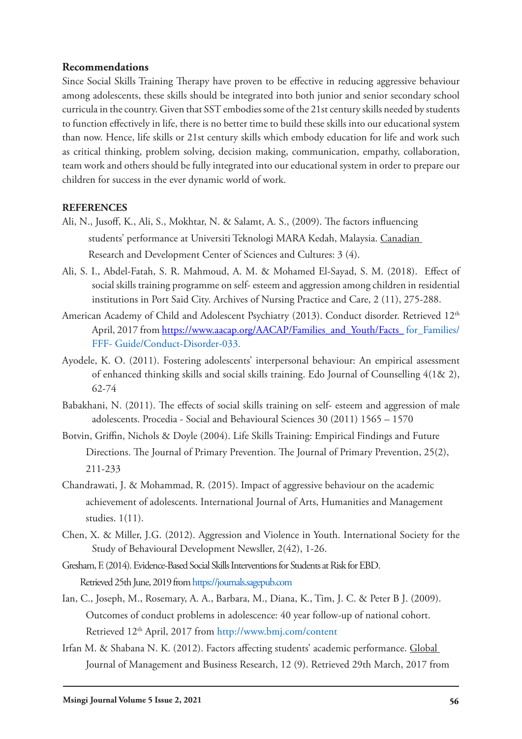**Recommendations**

Since Social Skills Training Therapy have proven to be effective in reducing aggressive behaviour among adolescents, these skills should be integrated into both junior and senior secondary school curricula in the country. Given that SST embodies some of the 21st century skills needed by students to function effectively in life, there is no better time to build these skills into our educational system than now. Hence, life skills or 21st century skills which embody education for life and work such as critical thinking, problem solving, decision making, communication, empathy, collaboration, team work and others should be fully integrated into our educational system in order to prepare our children for success in the ever dynamic world of work.

**REFERENCES**

Ali, N., Jusoff, K., Ali, S., Mokhtar, N. & Salamt, A. S., (2009). The factors influencing students' performance at Universiti Teknologi MARA Kedah, Malaysia. Canadian Research and Development Center of Sciences and Cultures: 3 (4).

Ali, S. I., Abdel-Fatah, S. R. Mahmoud, A. M. & Mohamed El-Sayad, S. M. (2018). Effect of social skills training programme on self- esteem and aggression among children in residential institutions in Port Said City. Archives of Nursing Practice and Care, 2 (11), 275-288.

American Academy of Child and Adolescent Psychiatry (2013). Conduct disorder. Retrieved 12th April, 2017 from https://www.aacap.org/AACAP/Families_and_Youth/Facts_ for_Families/FFF- Guide/Conduct-Disorder-033.

Ayodele, K. O. (2011). Fostering adolescents' interpersonal behaviour: An empirical assessment of enhanced thinking skills and social skills training. Edo Journal of Counselling 4(1& 2), 62-74

Babakhani, N. (2011). The effects of social skills training on self- esteem and aggression of male adolescents. Procedia - Social and Behavioural Sciences 30 (2011) 1565 – 1570

Botvin, Griffin, Nichols & Doyle (2004). Life Skills Training: Empirical Findings and Future Directions. The Journal of Primary Prevention. The Journal of Primary Prevention, 25(2), 211-233

Chandrawati, J. & Mohammad, R. (2015). Impact of aggressive behaviour on the academic achievement of adolescents. International Journal of Arts, Humanities and Management studies. 1(11).

Chen, X. & Miller, J.G. (2012). Aggression and Violence in Youth. International Society for the Study of Behavioural Development Newsller, 2(42), 1-26.

Gresham, F. (2014). Evidence-Based Social Skills Interventions for Students at Risk for EBD. Retrieved 25th June, 2019 from https://journals.sagepub.com

Ian, C., Joseph, M., Rosemary, A. A., Barbara, M., Diana, K., Tim, J. C. & Peter B J. (2009). Outcomes of conduct problems in adolescence: 40 year follow-up of national cohort. Retrieved 12th April, 2017 from http://www.bmj.com/content

Irfan M. & Shabana N. K. (2012). Factors affecting students' academic performance. Global Journal of Management and Business Research, 12 (9). Retrieved 29th March, 2017 from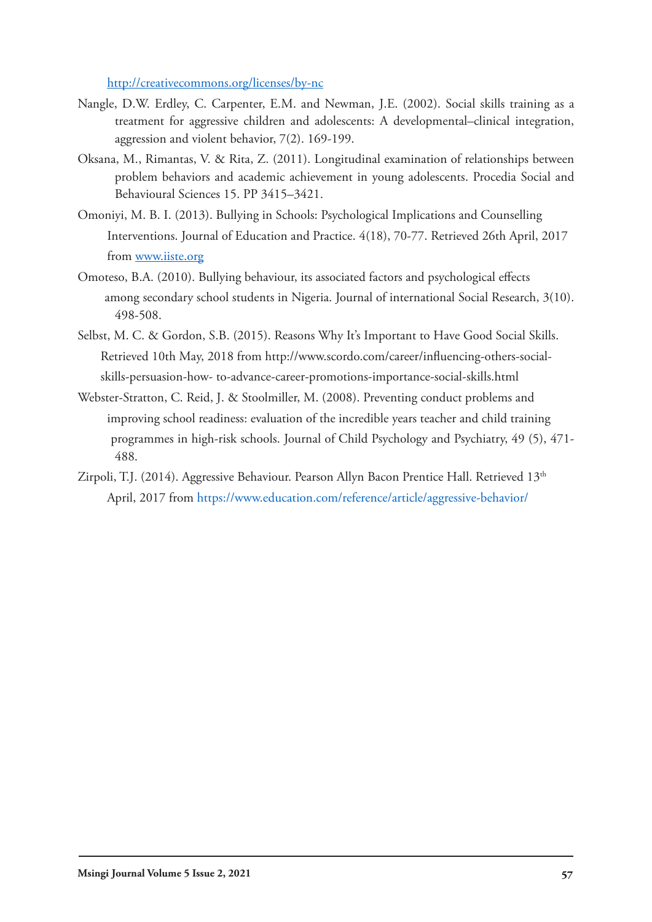http://creativecommons.org/licenses/by-nc

Nangle, D.W. Erdley, C. Carpenter, E.M. and Newman, J.E. (2002). Social skills training as a treatment for aggressive children and adolescents: A developmental–clinical integration, aggression and violent behavior, 7(2). 169-199.

Oksana, M., Rimantas, V. & Rita, Z. (2011). Longitudinal examination of relationships between problem behaviors and academic achievement in young adolescents. Procedia Social and Behavioural Sciences 15. PP 3415–3421.

Omoniyi, M. B. I. (2013). Bullying in Schools: Psychological Implications and Counselling Interventions. Journal of Education and Practice. 4(18), 70-77. Retrieved 26th April, 2017 from www.iiste.org

Omoteso, B.A. (2010). Bullying behaviour, its associated factors and psychological effects among secondary school students in Nigeria. Journal of international Social Research, 3(10). 498-508.

Selbst, M. C. & Gordon, S.B. (2015). Reasons Why It's Important to Have Good Social Skills. Retrieved 10th May, 2018 from http://www.scordo.com/career/influencing-others-social-skills-persuasion-how- to-advance-career-promotions-importance-social-skills.html

Webster-Stratton, C. Reid, J. & Stoolmiller, M. (2008). Preventing conduct problems and improving school readiness: evaluation of the incredible years teacher and child training programmes in high-risk schools. Journal of Child Psychology and Psychiatry, 49 (5), 471-488.

Zirpoli, T.J. (2014). Aggressive Behaviour. Pearson Allyn Bacon Prentice Hall. Retrieved 13th April, 2017 from https://www.education.com/reference/article/aggressive-behavior/